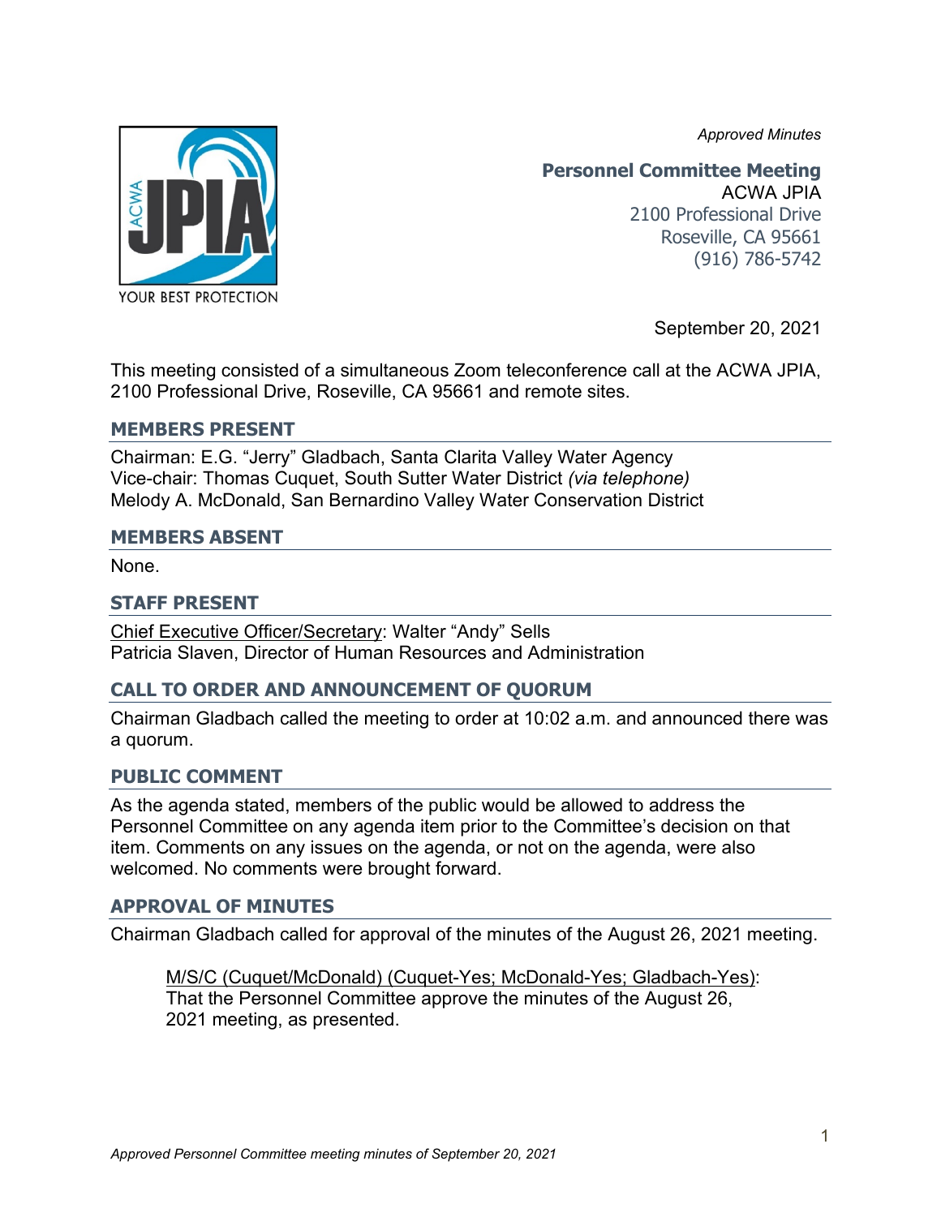*Approved Minutes*

**Personnel Committee Meeting**
ACWA JPIA
2100 Professional Drive
Roseville, CA 95661
(916) 786-5742

September 20, 2021

This meeting consisted of a simultaneous Zoom teleconference call at the ACWA JPIA, 2100 Professional Drive, Roseville, CA 95661 and remote sites.

## MEMBERS PRESENT

Chairman: E.G. "Jerry" Gladbach, Santa Clarita Valley Water Agency
Vice-chair: Thomas Cuquet, South Sutter Water District *(via telephone)*
Melody A. McDonald, San Bernardino Valley Water Conservation District

## MEMBERS ABSENT

None.

## STAFF PRESENT

Chief Executive Officer/Secretary: Walter "Andy" Sells
Patricia Slaven, Director of Human Resources and Administration

## CALL TO ORDER AND ANNOUNCEMENT OF QUORUM

Chairman Gladbach called the meeting to order at 10:02 a.m. and announced there was a quorum.

## PUBLIC COMMENT

As the agenda stated, members of the public would be allowed to address the Personnel Committee on any agenda item prior to the Committee's decision on that item. Comments on any issues on the agenda, or not on the agenda, were also welcomed. No comments were brought forward.

## APPROVAL OF MINUTES

Chairman Gladbach called for approval of the minutes of the August 26, 2021 meeting.

> M/S/C (Cuquet/McDonald) (Cuquet-Yes; McDonald-Yes; Gladbach-Yes): That the Personnel Committee approve the minutes of the August 26, 2021 meeting, as presented.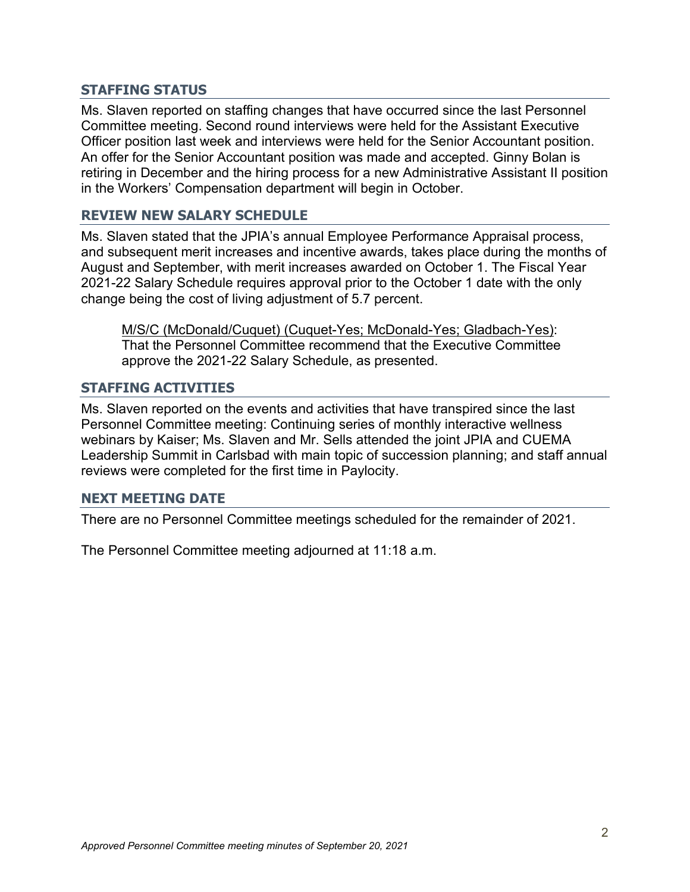## STAFFING STATUS

Ms. Slaven reported on staffing changes that have occurred since the last Personnel Committee meeting. Second round interviews were held for the Assistant Executive Officer position last week and interviews were held for the Senior Accountant position. An offer for the Senior Accountant position was made and accepted. Ginny Bolan is retiring in December and the hiring process for a new Administrative Assistant II position in the Workers' Compensation department will begin in October.

## REVIEW NEW SALARY SCHEDULE

Ms. Slaven stated that the JPIA's annual Employee Performance Appraisal process, and subsequent merit increases and incentive awards, takes place during the months of August and September, with merit increases awarded on October 1. The Fiscal Year 2021-22 Salary Schedule requires approval prior to the October 1 date with the only change being the cost of living adjustment of 5.7 percent.

> <u>M/S/C (McDonald/Cuquet) (Cuquet-Yes; McDonald-Yes; Gladbach-Yes)</u>: That the Personnel Committee recommend that the Executive Committee approve the 2021-22 Salary Schedule, as presented.

## STAFFING ACTIVITIES

Ms. Slaven reported on the events and activities that have transpired since the last Personnel Committee meeting: Continuing series of monthly interactive wellness webinars by Kaiser; Ms. Slaven and Mr. Sells attended the joint JPIA and CUEMA Leadership Summit in Carlsbad with main topic of succession planning; and staff annual reviews were completed for the first time in Paylocity.

## NEXT MEETING DATE

There are no Personnel Committee meetings scheduled for the remainder of 2021.

The Personnel Committee meeting adjourned at 11:18 a.m.